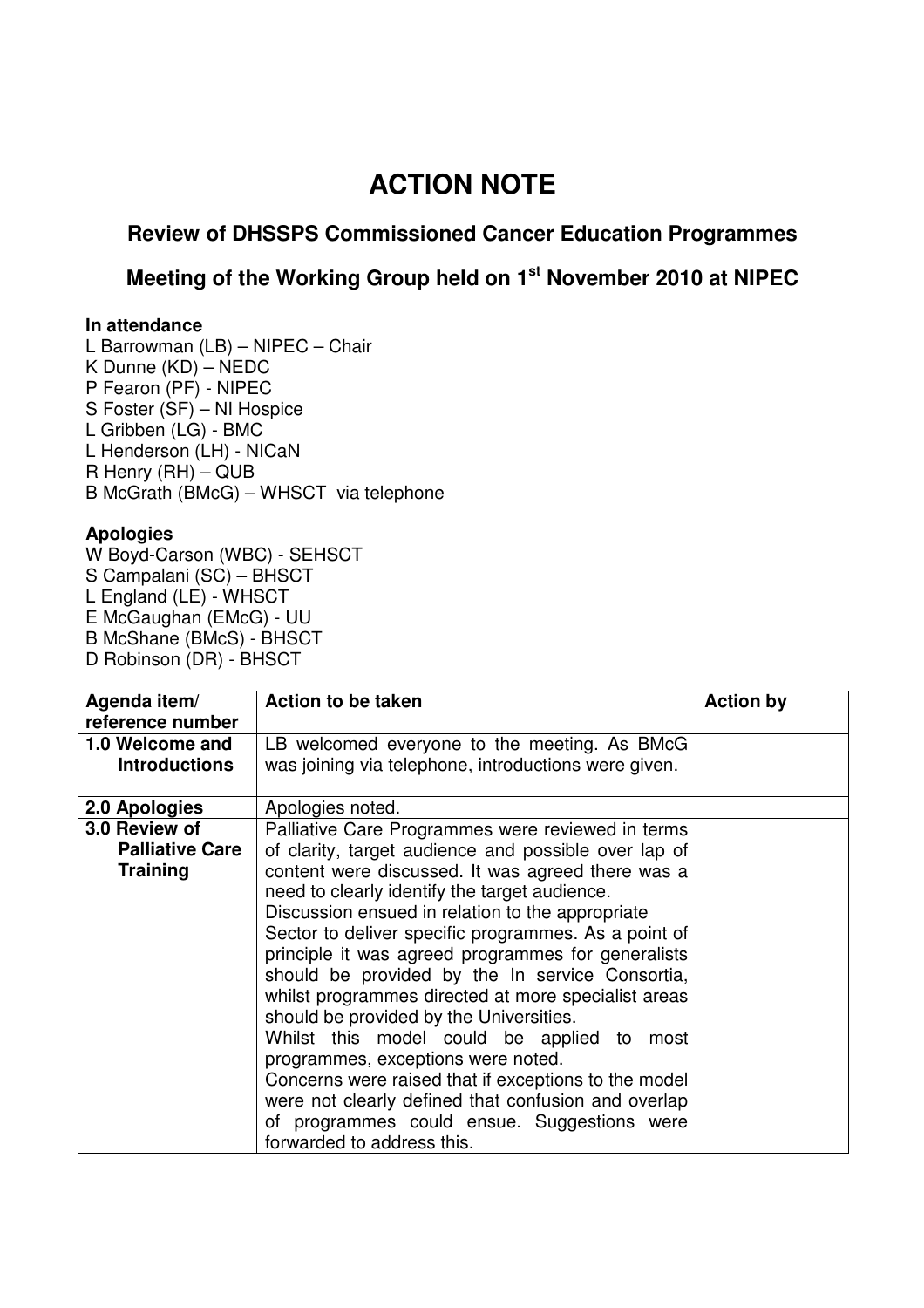# ACTION NOTE

## Review of DHSSPS Commissioned Cancer Education Programmes

## Meeting of the Working Group held on 1st November 2010 at NIPEC

**In attendance**

L Barrowman (LB) – NIPEC – Chair
K Dunne (KD) – NEDC
P Fearon (PF) - NIPEC
S Foster (SF) – NI Hospice
L Gribben (LG) - BMC
L Henderson (LH) - NICaN
R Henry (RH) – QUB
B McGrath (BMcG) – WHSCT via telephone

**Apologies**

W Boyd-Carson (WBC) - SEHSCT
S Campalani (SC) – BHSCT
L England (LE) - WHSCT
E McGaughan (EMcG) - UU
B McShane (BMcS) - BHSCT
D Robinson (DR) - BHSCT

| Agenda item/ reference number | Action to be taken | Action by |
|---|---|---|
| **1.0 Welcome and Introductions** | LB welcomed everyone to the meeting. As BMcG was joining via telephone, introductions were given. | |
| **2.0 Apologies** | Apologies noted. | |
| **3.0 Review of Palliative Care Training** | Palliative Care Programmes were reviewed in terms of clarity, target audience and possible over lap of content were discussed. It was agreed there was a need to clearly identify the target audience. Discussion ensued in relation to the appropriate Sector to deliver specific programmes. As a point of principle it was agreed programmes for generalists should be provided by the In service Consortia, whilst programmes directed at more specialist areas should be provided by the Universities. Whilst this model could be applied to most programmes, exceptions were noted. Concerns were raised that if exceptions to the model were not clearly defined that confusion and overlap of programmes could ensue. Suggestions were forwarded to address this. | |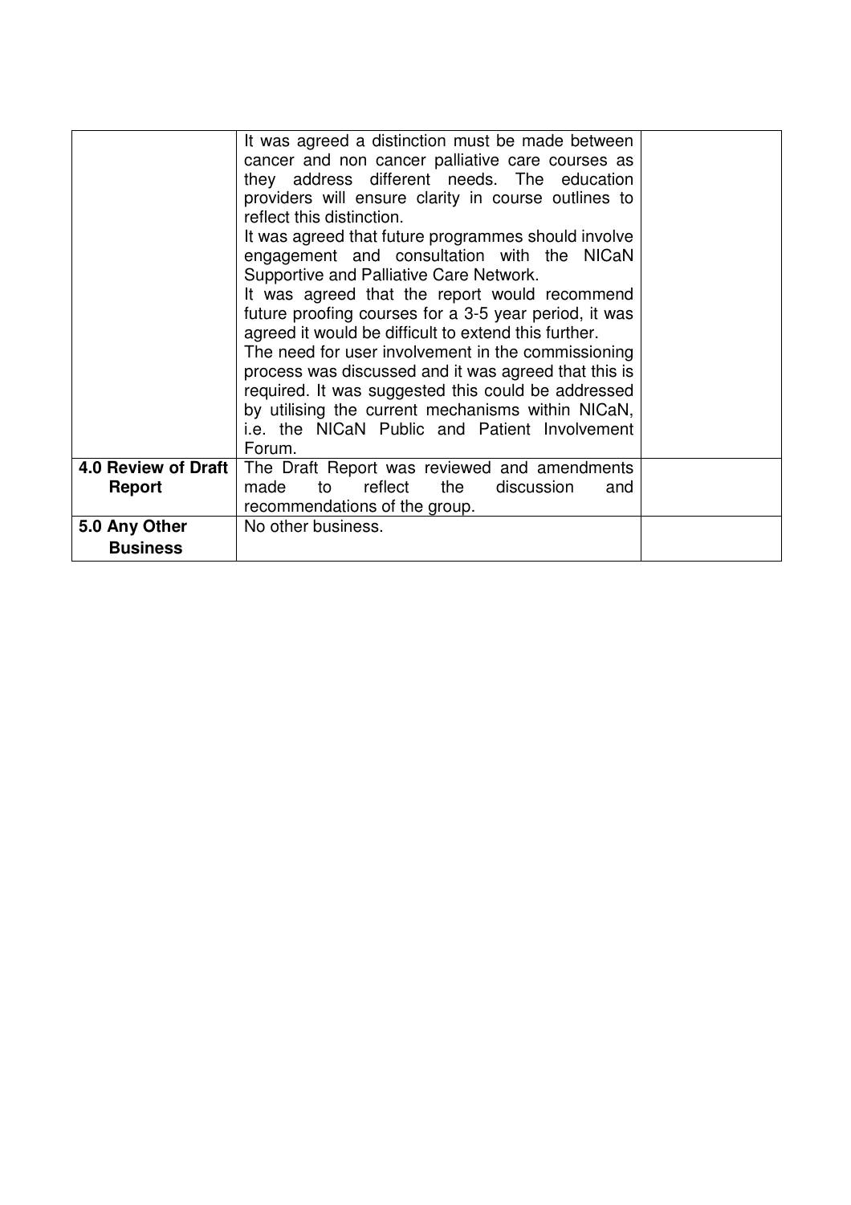| | | |
|---|---|---|
| | It was agreed a distinction must be made between cancer and non cancer palliative care courses as they address different needs. The education providers will ensure clarity in course outlines to reflect this distinction.<br>It was agreed that future programmes should involve engagement and consultation with the NICaN Supportive and Palliative Care Network.<br>It was agreed that the report would recommend future proofing courses for a 3-5 year period, it was agreed it would be difficult to extend this further.<br>The need for user involvement in the commissioning process was discussed and it was agreed that this is required. It was suggested this could be addressed by utilising the current mechanisms within NICaN, i.e. the NICaN Public and Patient Involvement Forum. | |
| **4.0 Review of Draft Report** | The Draft Report was reviewed and amendments made to reflect the discussion and recommendations of the group. | |
| **5.0 Any Other Business** | No other business. | |